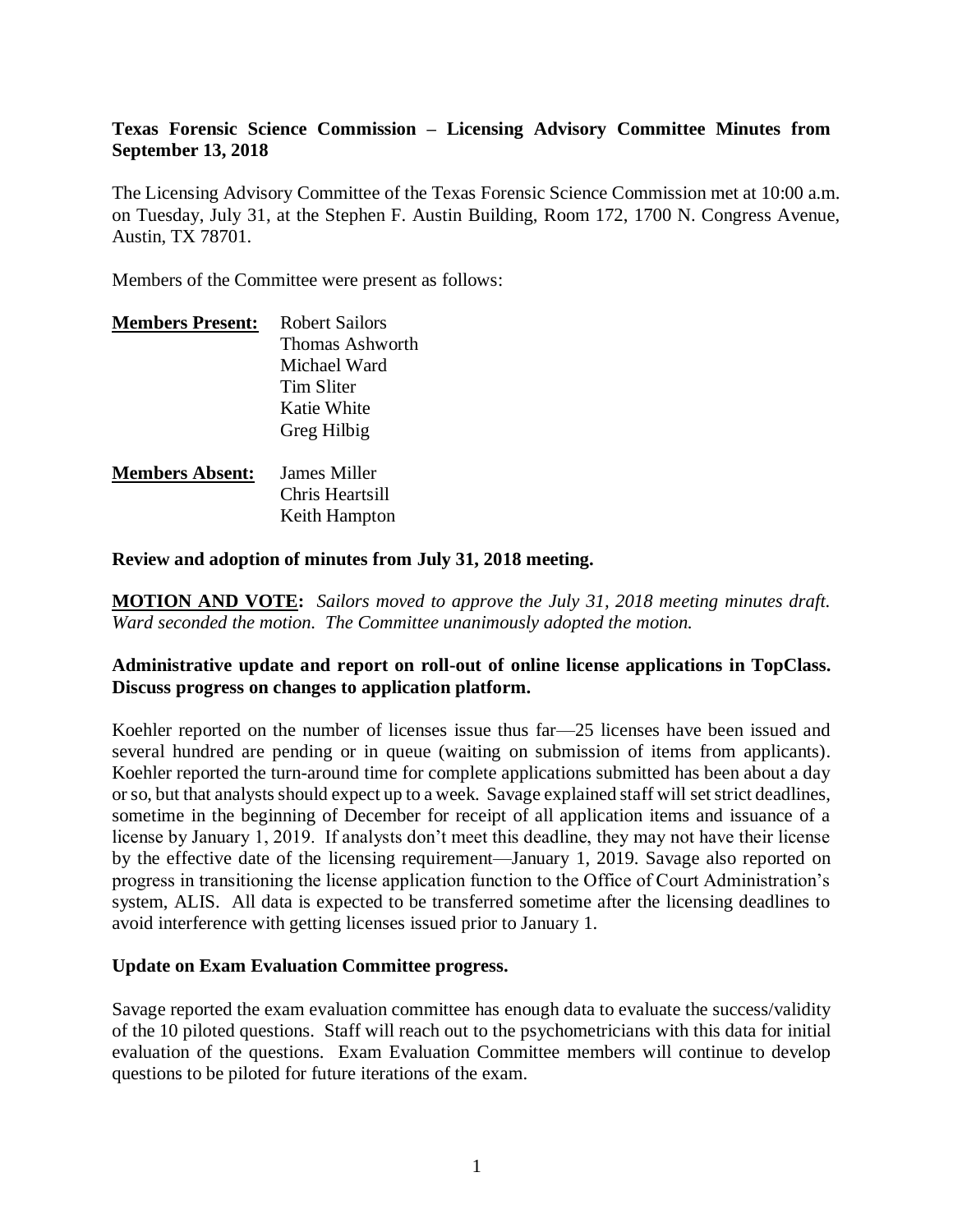**Texas Forensic Science Commission – Licensing Advisory Committee Minutes from September 13, 2018**

The Licensing Advisory Committee of the Texas Forensic Science Commission met at 10:00 a.m. on Tuesday, July 31, at the Stephen F. Austin Building, Room 172, 1700 N. Congress Avenue, Austin, TX 78701.

Members of the Committee were present as follows:

**Members Present:** Robert Sailors
Thomas Ashworth
Michael Ward
Tim Sliter
Katie White
Greg Hilbig

**Members Absent:** James Miller
Chris Heartsill
Keith Hampton

**Review and adoption of minutes from July 31, 2018 meeting.**

**MOTION AND VOTE:** *Sailors moved to approve the July 31, 2018 meeting minutes draft. Ward seconded the motion. The Committee unanimously adopted the motion.*

**Administrative update and report on roll-out of online license applications in TopClass. Discuss progress on changes to application platform.**

Koehler reported on the number of licenses issue thus far—25 licenses have been issued and several hundred are pending or in queue (waiting on submission of items from applicants). Koehler reported the turn-around time for complete applications submitted has been about a day or so, but that analysts should expect up to a week. Savage explained staff will set strict deadlines, sometime in the beginning of December for receipt of all application items and issuance of a license by January 1, 2019. If analysts don't meet this deadline, they may not have their license by the effective date of the licensing requirement—January 1, 2019. Savage also reported on progress in transitioning the license application function to the Office of Court Administration's system, ALIS. All data is expected to be transferred sometime after the licensing deadlines to avoid interference with getting licenses issued prior to January 1.

**Update on Exam Evaluation Committee progress.**

Savage reported the exam evaluation committee has enough data to evaluate the success/validity of the 10 piloted questions. Staff will reach out to the psychometricians with this data for initial evaluation of the questions. Exam Evaluation Committee members will continue to develop questions to be piloted for future iterations of the exam.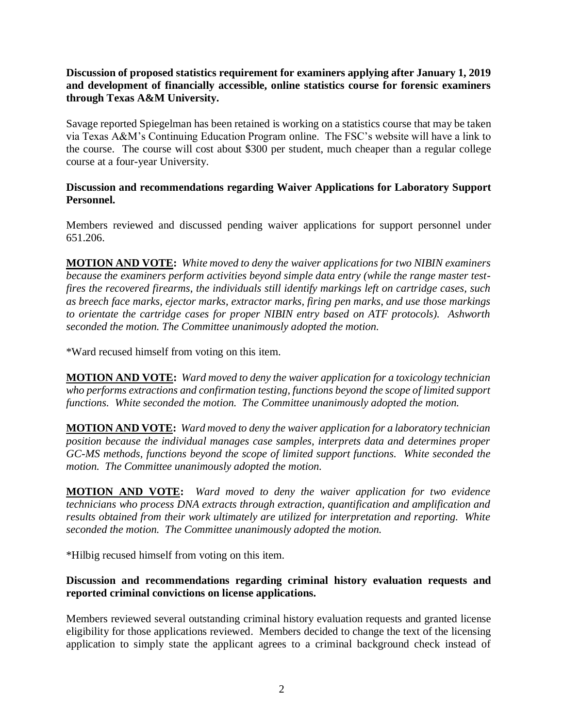**Discussion of proposed statistics requirement for examiners applying after January 1, 2019 and development of financially accessible, online statistics course for forensic examiners through Texas A&M University.**

Savage reported Spiegelman has been retained is working on a statistics course that may be taken via Texas A&M's Continuing Education Program online. The FSC's website will have a link to the course. The course will cost about $300 per student, much cheaper than a regular college course at a four-year University.

**Discussion and recommendations regarding Waiver Applications for Laboratory Support Personnel.**

Members reviewed and discussed pending waiver applications for support personnel under 651.206.

**MOTION AND VOTE:** *White moved to deny the waiver applications for two NIBIN examiners because the examiners perform activities beyond simple data entry (while the range master test-fires the recovered firearms, the individuals still identify markings left on cartridge cases, such as breech face marks, ejector marks, extractor marks, firing pen marks, and use those markings to orientate the cartridge cases for proper NIBIN entry based on ATF protocols). Ashworth seconded the motion. The Committee unanimously adopted the motion.*

*Ward recused himself from voting on this item.

**MOTION AND VOTE:** *Ward moved to deny the waiver application for a toxicology technician who performs extractions and confirmation testing, functions beyond the scope of limited support functions. White seconded the motion. The Committee unanimously adopted the motion.*

**MOTION AND VOTE:** *Ward moved to deny the waiver application for a laboratory technician position because the individual manages case samples, interprets data and determines proper GC-MS methods, functions beyond the scope of limited support functions. White seconded the motion. The Committee unanimously adopted the motion.*

**MOTION AND VOTE:** *Ward moved to deny the waiver application for two evidence technicians who process DNA extracts through extraction, quantification and amplification and results obtained from their work ultimately are utilized for interpretation and reporting. White seconded the motion. The Committee unanimously adopted the motion.*

*Hilbig recused himself from voting on this item.

**Discussion and recommendations regarding criminal history evaluation requests and reported criminal convictions on license applications.**

Members reviewed several outstanding criminal history evaluation requests and granted license eligibility for those applications reviewed. Members decided to change the text of the licensing application to simply state the applicant agrees to a criminal background check instead of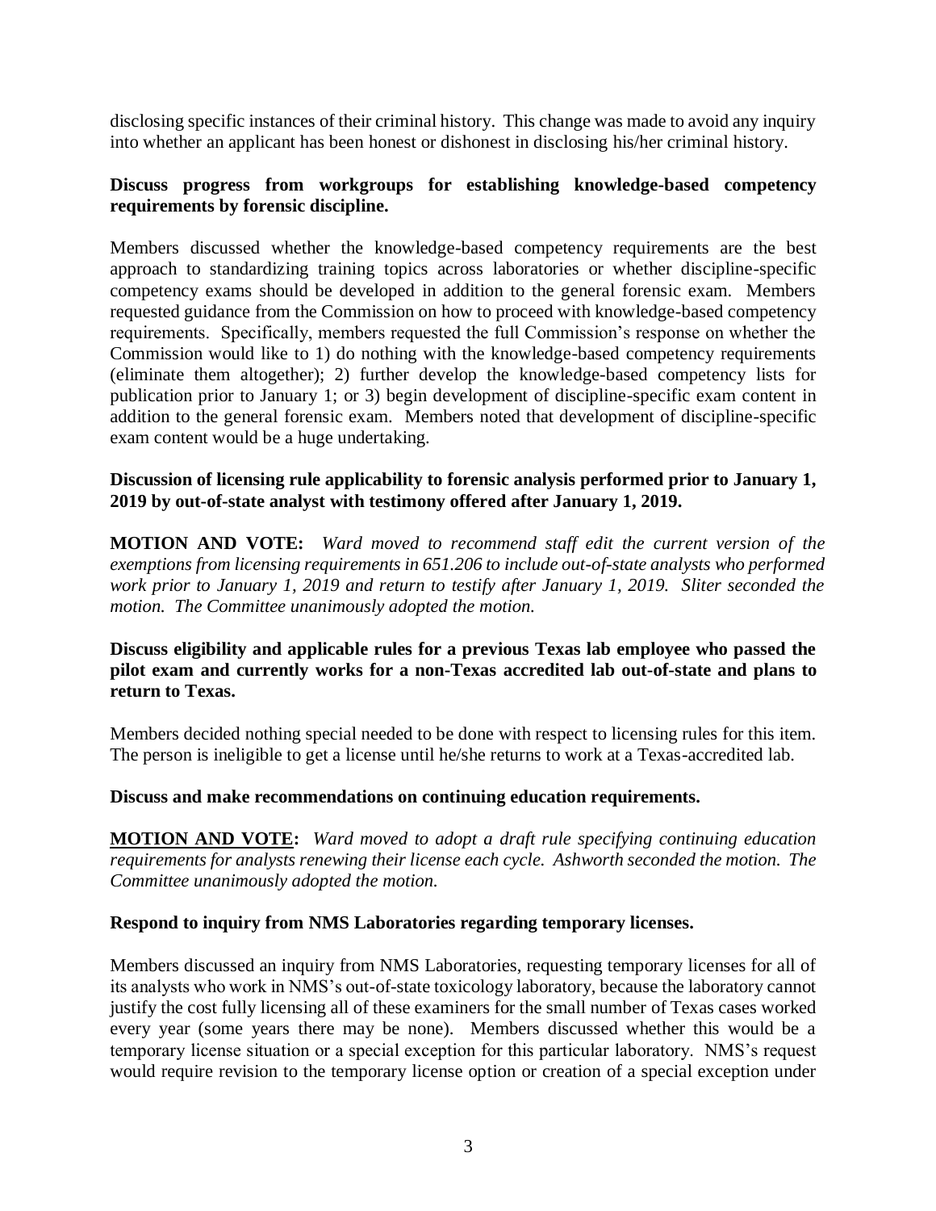disclosing specific instances of their criminal history. This change was made to avoid any inquiry into whether an applicant has been honest or dishonest in disclosing his/her criminal history.

**Discuss progress from workgroups for establishing knowledge-based competency requirements by forensic discipline.**

Members discussed whether the knowledge-based competency requirements are the best approach to standardizing training topics across laboratories or whether discipline-specific competency exams should be developed in addition to the general forensic exam. Members requested guidance from the Commission on how to proceed with knowledge-based competency requirements. Specifically, members requested the full Commission's response on whether the Commission would like to 1) do nothing with the knowledge-based competency requirements (eliminate them altogether); 2) further develop the knowledge-based competency lists for publication prior to January 1; or 3) begin development of discipline-specific exam content in addition to the general forensic exam. Members noted that development of discipline-specific exam content would be a huge undertaking.

**Discussion of licensing rule applicability to forensic analysis performed prior to January 1, 2019 by out-of-state analyst with testimony offered after January 1, 2019.**

**MOTION AND VOTE:** *Ward moved to recommend staff edit the current version of the exemptions from licensing requirements in 651.206 to include out-of-state analysts who performed work prior to January 1, 2019 and return to testify after January 1, 2019. Sliter seconded the motion. The Committee unanimously adopted the motion.*

**Discuss eligibility and applicable rules for a previous Texas lab employee who passed the pilot exam and currently works for a non-Texas accredited lab out-of-state and plans to return to Texas.**

Members decided nothing special needed to be done with respect to licensing rules for this item. The person is ineligible to get a license until he/she returns to work at a Texas-accredited lab.

**Discuss and make recommendations on continuing education requirements.**

**<u>MOTION AND VOTE</u>:** *Ward moved to adopt a draft rule specifying continuing education requirements for analysts renewing their license each cycle. Ashworth seconded the motion. The Committee unanimously adopted the motion.*

**Respond to inquiry from NMS Laboratories regarding temporary licenses.**

Members discussed an inquiry from NMS Laboratories, requesting temporary licenses for all of its analysts who work in NMS's out-of-state toxicology laboratory, because the laboratory cannot justify the cost fully licensing all of these examiners for the small number of Texas cases worked every year (some years there may be none). Members discussed whether this would be a temporary license situation or a special exception for this particular laboratory. NMS's request would require revision to the temporary license option or creation of a special exception under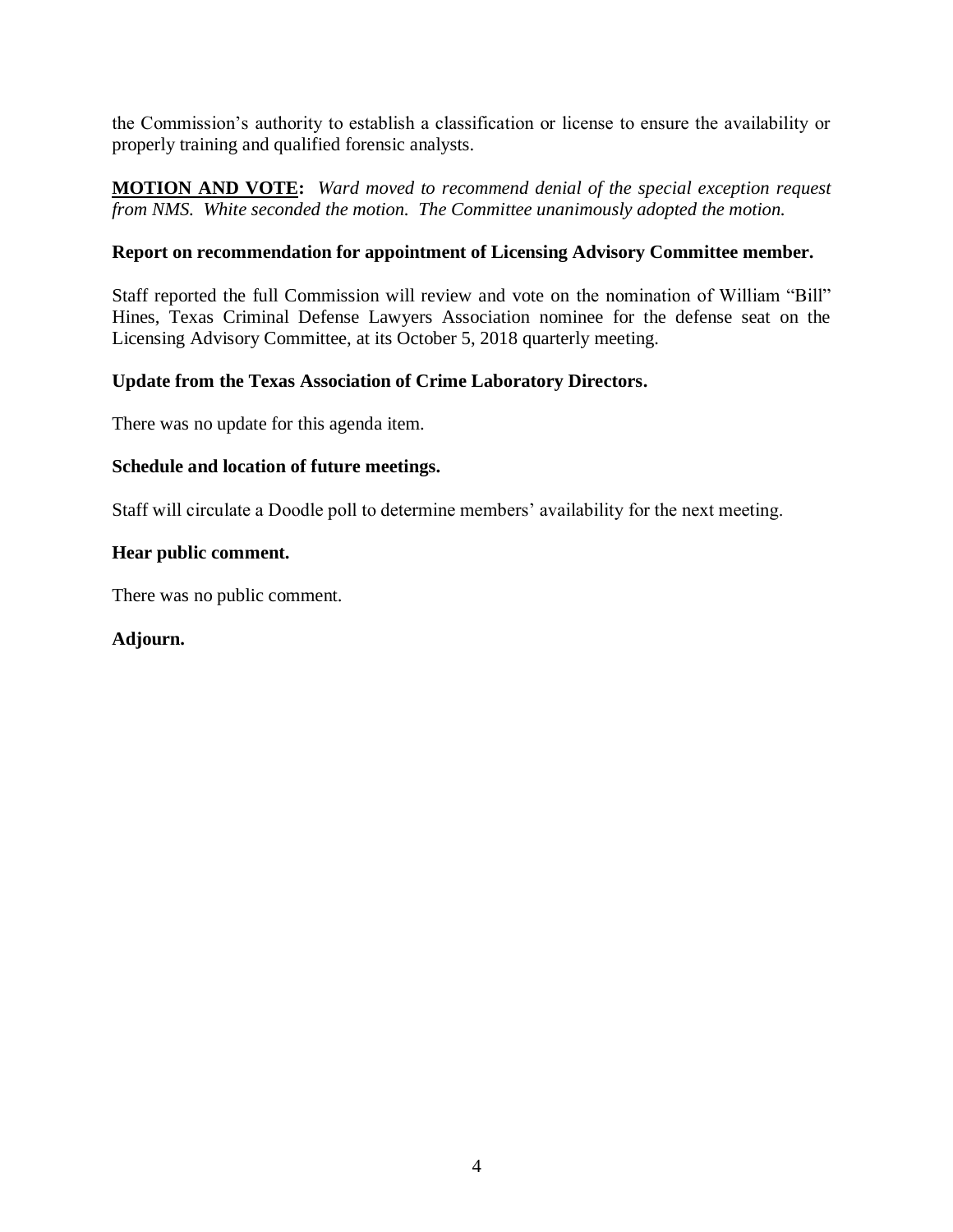the Commission's authority to establish a classification or license to ensure the availability or properly training and qualified forensic analysts.

**<u>MOTION AND VOTE</u>:** *Ward moved to recommend denial of the special exception request from NMS. White seconded the motion. The Committee unanimously adopted the motion.*

**Report on recommendation for appointment of Licensing Advisory Committee member.**

Staff reported the full Commission will review and vote on the nomination of William "Bill" Hines, Texas Criminal Defense Lawyers Association nominee for the defense seat on the Licensing Advisory Committee, at its October 5, 2018 quarterly meeting.

**Update from the Texas Association of Crime Laboratory Directors.**

There was no update for this agenda item.

**Schedule and location of future meetings.**

Staff will circulate a Doodle poll to determine members' availability for the next meeting.

**Hear public comment.**

There was no public comment.

**Adjourn.**